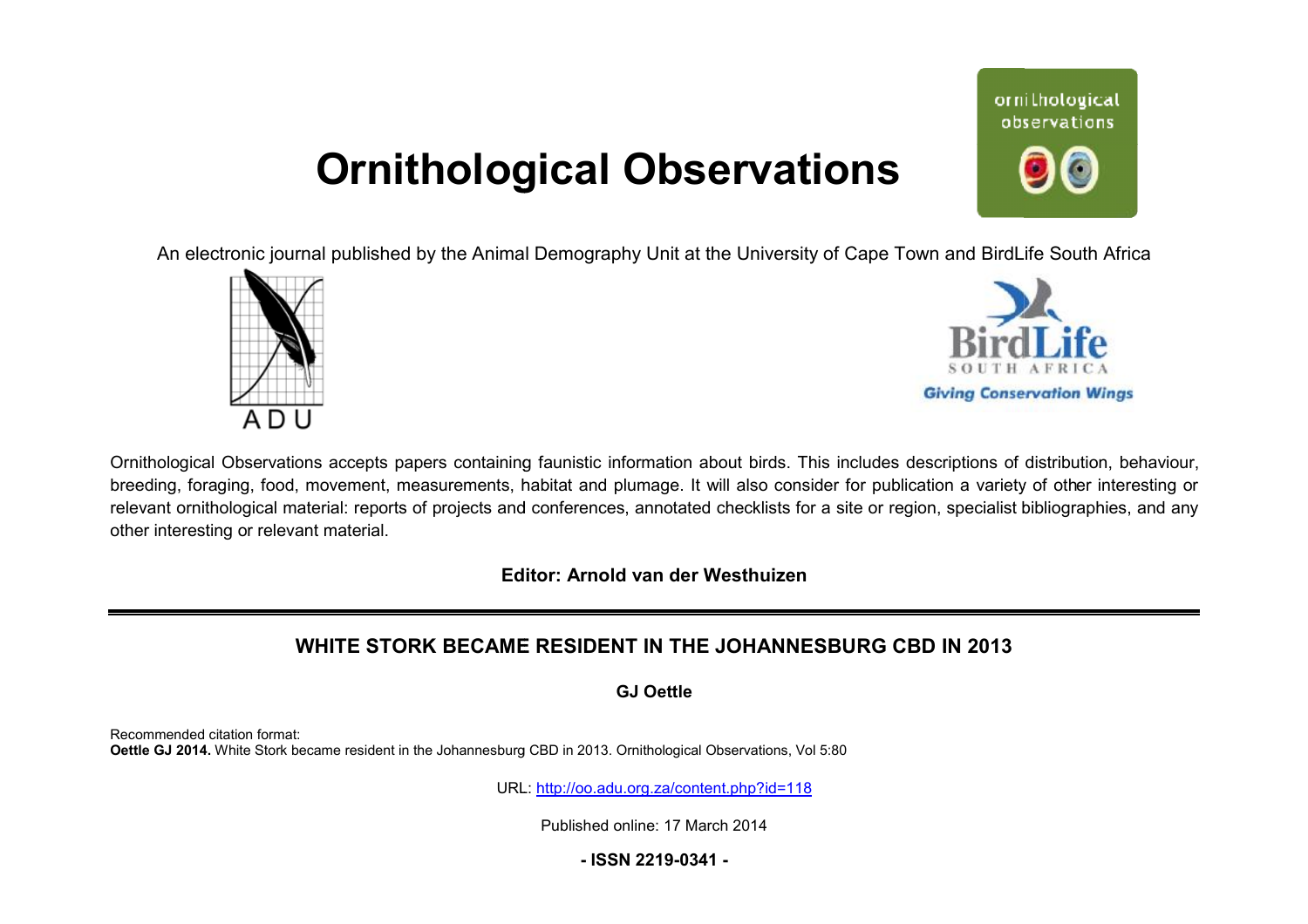# Ornithological Observations

An electronic journal published by the Animal Demography Unit at the University of Cape Town and BirdLife South Africa

Ornithological Observations accepts papers containing faunistic information about birds. This includes descriptions of distribution, behaviour, breeding, foraging, food, movement, measurements, habitat and plumage. It will also consider for publication a variety of other interesting or relevant ornithological material: reports of projects and conferences, annotated checklists for a site or region, specialist bibliographies, and any other interesting or relevant material.

**Editor: Arnold van der Westhuizen**

---

## WHITE STORK BECAME RESIDENT IN THE JOHANNESBURG CBD IN 2013

**GJ Oettle**

Recommended citation format:
**Oettle GJ 2014.** White Stork became resident in the Johannesburg CBD in 2013. Ornithological Observations, Vol 5:80

URL: http://oo.adu.org.za/content.php?id=118

Published online: 17 March 2014

**- ISSN 2219-0341 -**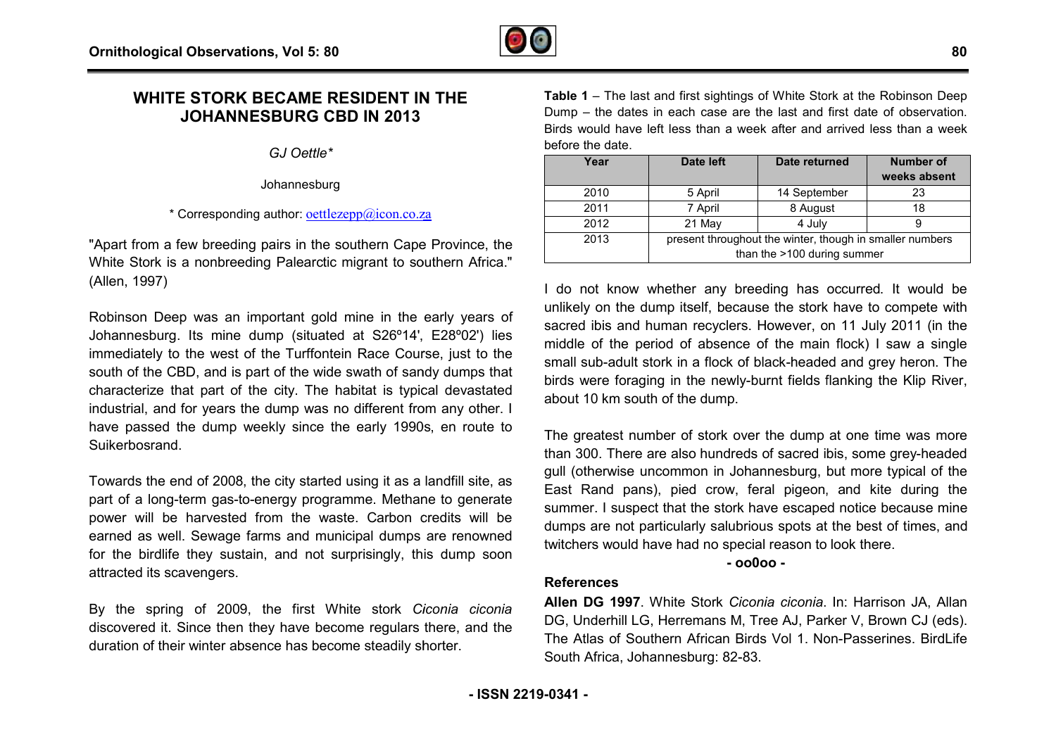# WHITE STORK BECAME RESIDENT IN THE JOHANNESBURG CBD IN 2013

*GJ Oettle\**

Johannesburg

\* Corresponding author: oettlezepp@icon.co.za

"Apart from a few breeding pairs in the southern Cape Province, the White Stork is a nonbreeding Palearctic migrant to southern Africa." (Allen, 1997)

Robinson Deep was an important gold mine in the early years of Johannesburg. Its mine dump (situated at S26º14', E28º02') lies immediately to the west of the Turffontein Race Course, just to the south of the CBD, and is part of the wide swath of sandy dumps that characterize that part of the city. The habitat is typical devastated industrial, and for years the dump was no different from any other. I have passed the dump weekly since the early 1990s, en route to Suikerbosrand.

Towards the end of 2008, the city started using it as a landfill site, as part of a long-term gas-to-energy programme. Methane to generate power will be harvested from the waste. Carbon credits will be earned as well. Sewage farms and municipal dumps are renowned for the birdlife they sustain, and not surprisingly, this dump soon attracted its scavengers.

By the spring of 2009, the first White stork *Ciconia ciconia* discovered it. Since then they have become regulars there, and the duration of their winter absence has become steadily shorter.

**Table 1** – The last and first sightings of White Stork at the Robinson Deep Dump – the dates in each case are the last and first date of observation. Birds would have left less than a week after and arrived less than a week before the date.

| Year | Date left | Date returned | Number of weeks absent |
|---|---|---|---|
| 2010 | 5 April | 14 September | 23 |
| 2011 | 7 April | 8 August | 18 |
| 2012 | 21 May | 4 July | 9 |
| 2013 | present throughout the winter, though in smaller numbers than the >100 during summer | | |

I do not know whether any breeding has occurred. It would be unlikely on the dump itself, because the stork have to compete with sacred ibis and human recyclers. However, on 11 July 2011 (in the middle of the period of absence of the main flock) I saw a single small sub-adult stork in a flock of black-headed and grey heron. The birds were foraging in the newly-burnt fields flanking the Klip River, about 10 km south of the dump.

The greatest number of stork over the dump at one time was more than 300. There are also hundreds of sacred ibis, some grey-headed gull (otherwise uncommon in Johannesburg, but more typical of the East Rand pans), pied crow, feral pigeon, and kite during the summer. I suspect that the stork have escaped notice because mine dumps are not particularly salubrious spots at the best of times, and twitchers would have had no special reason to look there.

- oo0oo -

## References

**Allen DG 1997**. White Stork *Ciconia ciconia*. In: Harrison JA, Allan DG, Underhill LG, Herremans M, Tree AJ, Parker V, Brown CJ (eds). The Atlas of Southern African Birds Vol 1. Non-Passerines. BirdLife South Africa, Johannesburg: 82-83.